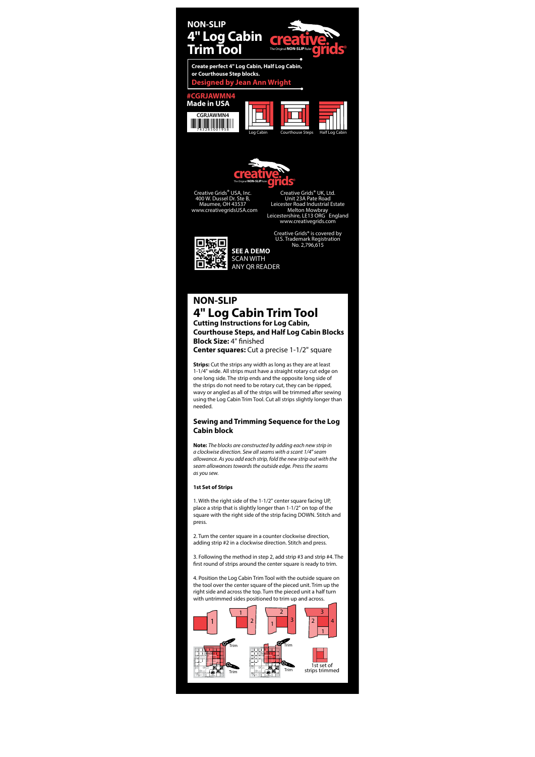# NON-SLIP
# 4" Log Cabin Trim Tool

creative grids — The Original NON-SLIP Ruler

**Create perfect 4" Log Cabin, Half Log Cabin, or Courthouse Step blocks.**

**Designed by Jean Ann Wright**

**#CGRJAWMN4**

**Made in USA**

CGRJAWMN4

743285001958

Log Cabin　Courthouse Steps　Half Log Cabin

creative grids — The Original NON-SLIP Ruler

Creative Grids® USA, Inc.
400 W. Dussel Dr. Ste B,
Maumee, OH 43537
www.creativegridsUSA.com

Creative Grids® UK, Ltd.
Unit 23A Pate Road
Leicester Road Industrial Estate
Melton Mowbray
Leicestershire, LE13 ORG England
www.creativegrids.com

Creative Grids® is covered by U.S. Trademark Registration No. 2,796,615

**SEE A DEMO**
SCAN WITH
ANY QR READER

## NON-SLIP
## 4" Log Cabin Trim Tool

**Cutting Instructions for Log Cabin, Courthouse Steps, and Half Log Cabin Blocks**

**Block Size:** 4" finished

**Center squares:** Cut a precise 1-1/2" square

**Strips:** Cut the strips any width as long as they are at least 1-1/4" wide. All strips must have a straight rotary cut edge on one long side. The strip ends and the opposite long side of the strips do not need to be rotary cut, they can be ripped, wavy or angled as all of the strips will be trimmed after sewing using the Log Cabin Trim Tool. Cut all strips slightly longer than needed.

### Sewing and Trimming Sequence for the Log Cabin block

**Note:** *The blocks are constructed by adding each new strip in a clockwise direction. Sew all seams with a scant 1/4" seam allowance. As you add each strip, fold the new strip out with the seam allowances towards the outside edge. Press the seams as you sew.*

#### 1st Set of Strips

1. With the right side of the 1-1/2" center square facing UP, place a strip that is slightly longer than 1-1/2" on top of the square with the right side of the strip facing DOWN. Stitch and press.

2. Turn the center square in a counter clockwise direction, adding strip #2 in a clockwise direction. Stitch and press.

3. Following the method in step 2, add strip #3 and strip #4. The first round of strips around the center square is ready to trim.

4. Position the Log Cabin Trim Tool with the outside square on the tool over the center square of the pieced unit. Trim up the right side and across the top. Turn the pieced unit a half turn with untrimmed sides positioned to trim up and across.

Trim　Trim　Trim　Trim

1st set of strips trimmed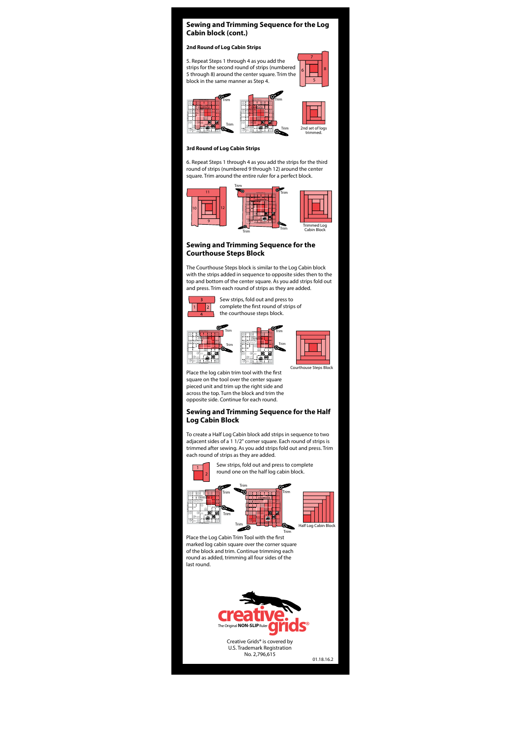## Sewing and Trimming Sequence for the Log Cabin block (cont.)

### 2nd Round of Log Cabin Strips

5. Repeat Steps 1 through 4 as you add the strips for the second round of strips (numbered 5 through 8) around the center square. Trim the block in the same manner as Step 4.

7
6
8
5

Trim
Trim
Trim
Trim

2nd set of logs trimmed.

### 3rd Round of Log Cabin Strips

6. Repeat Steps 1 through 4 as you add the strips for the third round of strips (numbered 9 through 12) around the center square. Trim around the entire ruler for a perfect block.

11
10
12
9

Trim
Trim
Trim
Trim

Trimmed Log Cabin Block

## Sewing and Trimming Sequence for the Courthouse Steps Block

The Courthouse Steps block is similar to the Log Cabin block with the strips added in sequence to opposite sides then to the top and bottom of the center square. As you add strips fold out and press. Trim each round of strips as they are added.

3
1
2
4

Sew strips, fold out and press to complete the first round of strips of the courthouse steps block.

Trim
Trim
Trim
Trim

Courthouse Steps Block

Place the log cabin trim tool with the first square on the tool over the center square pieced unit and trim up the right side and across the top. Turn the block and trim the opposite side. Continue for each round.

## Sewing and Trimming Sequence for the Half Log Cabin Block

To create a Half Log Cabin block add strips in sequence to two adjacent sides of a 1 1/2" corner square. Each round of strips is trimmed after sewing. As you add strips fold out and press. Trim each round of strips as they are added.

1
2

Sew strips, fold out and press to complete round one on the half log cabin block.

Trim
Trim
Trim
Trim
Trim
Trim

Half Log Cabin Block

Place the Log Cabin Trim Tool with the first marked log cabin square over the corner square of the block and trim. Continue trimming each round as added, trimming all four sides of the last round.

creative grids®
The Original NON-SLIP Ruler

Creative Grids® is covered by U.S. Trademark Registration No. 2,796,615

01.18.16.2